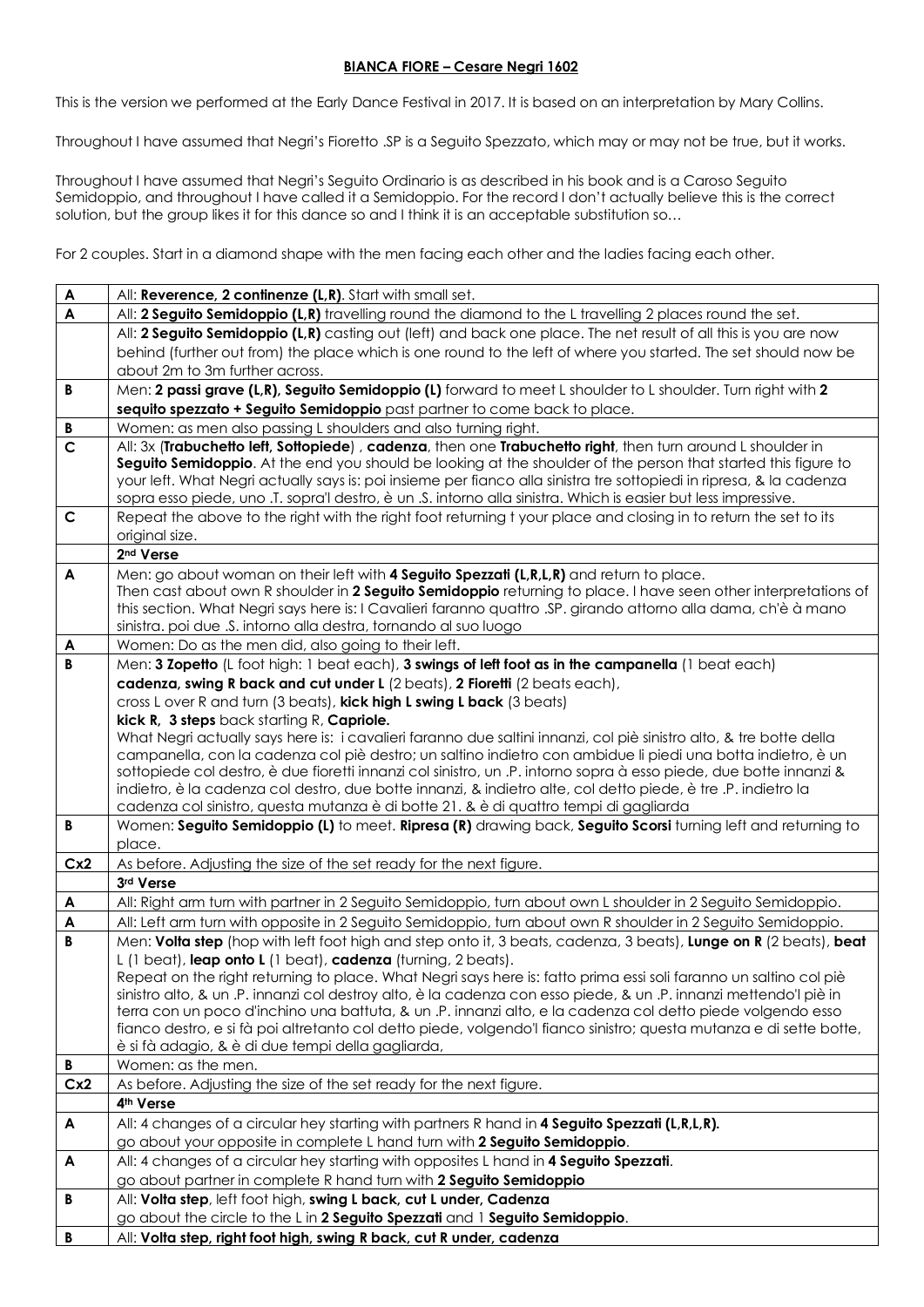**BIANCA FIORE – Cesare Negri 1602**

This is the version we performed at the Early Dance Festival in 2017. It is based on an interpretation by Mary Collins.

Throughout I have assumed that Negri's Fioretto .SP is a Seguito Spezzato, which may or may not be true, but it works.

Throughout I have assumed that Negri's Seguito Ordinario is as described in his book and is a Caroso Seguito Semidoppio, and throughout I have called it a Semidoppio. For the record I don't actually believe this is the correct solution, but the group likes it for this dance and I think it is an acceptable substitution so…

For 2 couples. Start in a diamond shape with the men facing each other and the ladies facing each other.

| | |
|---|---|
| **A** | All: **Reverence, 2 continenze (L,R)**. Start with small set. |
| **A** | All: **2 Seguito Semidoppio (L,R)** travelling round the diamond to the L travelling 2 places round the set.<br>All: **2 Seguito Semidoppio (L,R)** casting out (left) and back one place. The net result of all this is you are now behind (further out from) the place which is one round to the left of where you started. The set should now be about 2m to 3m further across. |
| **B** | Men: **2 passi grave (L,R), Seguito Semidoppio (L)** forward to meet L shoulder to L shoulder. Turn right with **2 sequito spezzato + Seguito Semidoppio** past partner to come back to place. |
| **B** | Women: as men also passing L shoulders and also turning right. |
| **C** | All: 3x (**Trabuchetto left, Sottopiede**) , **cadenza**, then one **Trabuchetto right**, then turn around L shoulder in **Seguito Semidoppio**. At the end you should be looking at the shoulder of the person that started this figure to your left. What Negri actually says is: poi insieme per fianco alla sinistra tre sottopiedi in ripresa, & la cadenza sopra esso piede, uno .T. sopra'l destro, è un .S. intorno alla sinistra. Which is easier but less impressive. |
| **C** | Repeat the above to the right with the right foot returning t your place and closing in to return the set to its original size. |
| | **2nd Verse** |
| **A** | Men: go about woman on their left with **4 Seguito Spezzati (L,R,L,R)** and return to place.<br>Then cast about own R shoulder in **2 Seguito Semidoppio** returning to place. I have seen other interpretations of this section. What Negri says here is: I Cavalieri faranno quattro .SP. girando attorno alla dama, ch'è à mano sinistra. poi due .S. intorno alla destra, tornando al suo luogo |
| **A** | Women: Do as the men did, also going to their left. |
| **B** | Men: **3 Zopetto** (L foot high: 1 beat each), **3 swings of left foot as in the campanella** (1 beat each) **cadenza, swing R back and cut under L** (2 beats), **2 Fioretti** (2 beats each),<br>cross L over R and turn (3 beats), **kick high L swing L back** (3 beats)<br>**kick R, 3 steps** back starting R, **Capriole.**<br>What Negri actually says here is: i cavalieri faranno due saltini innanzi, col piè sinistro alto, & tre botte della campanella, con la cadenza col piè destro; un saltino indietro con ambidue li piedi una botta indietro, è un sottopiede col destro, è due fioretti innanzi col sinistro, un .P. intorno sopra à esso piede, due botte innanzi & indietro, è la cadenza col destro, due botte innanzi, & indietro alte, col detto piede, è tre .P. indietro la cadenza col sinistro, questa mutanza è di botte 21. & è di quattro tempi di gagliarda |
| **B** | Women: **Seguito Semidoppio (L)** to meet. **Ripresa (R)** drawing back, **Seguito Scorsi** turning left and returning to place. |
| **Cx2** | As before. Adjusting the size of the set ready for the next figure. |
| | **3rd Verse** |
| **A** | All: Right arm turn with partner in 2 Seguito Semidoppio, turn about own L shoulder in 2 Seguito Semidoppio. |
| **A** | All: Left arm turn with opposite in 2 Seguito Semidoppio, turn about own R shoulder in 2 Seguito Semidoppio. |
| **B** | Men: **Volta step** (hop with left foot high and step onto it, 3 beats, cadenza, 3 beats), **Lunge on R** (2 beats), **beat** L (1 beat), **leap onto L** (1 beat), **cadenza** (turning, 2 beats).<br>Repeat on the right returning to place. What Negri says here is: fatto prima essi soli faranno un saltino col piè sinistro alto, & un .P. innanzi col destroy alto, è la cadenza con esso piede, & un .P. innanzi mettendo'l piè in terra con un poco d'inchino una battuta, & un .P. innanzi alto, e la cadenza col detto piede volgendo esso fianco destro, e si fà poi altretanto col detto piede, volgendo'l fianco sinistro; questa mutanza e di sette botte, è si fà adagio, & è di due tempi della gagliarda, |
| **B** | Women: as the men. |
| **Cx2** | As before. Adjusting the size of the set ready for the next figure. |
| | **4th Verse** |
| **A** | All: 4 changes of a circular hey starting with partners R hand in **4 Seguito Spezzati (L,R,L,R).**<br>go about your opposite in complete L hand turn with **2 Seguito Semidoppio**. |
| **A** | All: 4 changes of a circular hey starting with opposites L hand in **4 Seguito Spezzati**.<br>go about partner in complete R hand turn with **2 Seguito Semidoppio** |
| **B** | All: **Volta step**, left foot high, **swing L back, cut L under, Cadenza**<br>go about the circle to the L in **2 Seguito Spezzati** and 1 **Seguito Semidoppio**. |
| **B** | All: **Volta step, right foot high, swing R back, cut R under, cadenza** |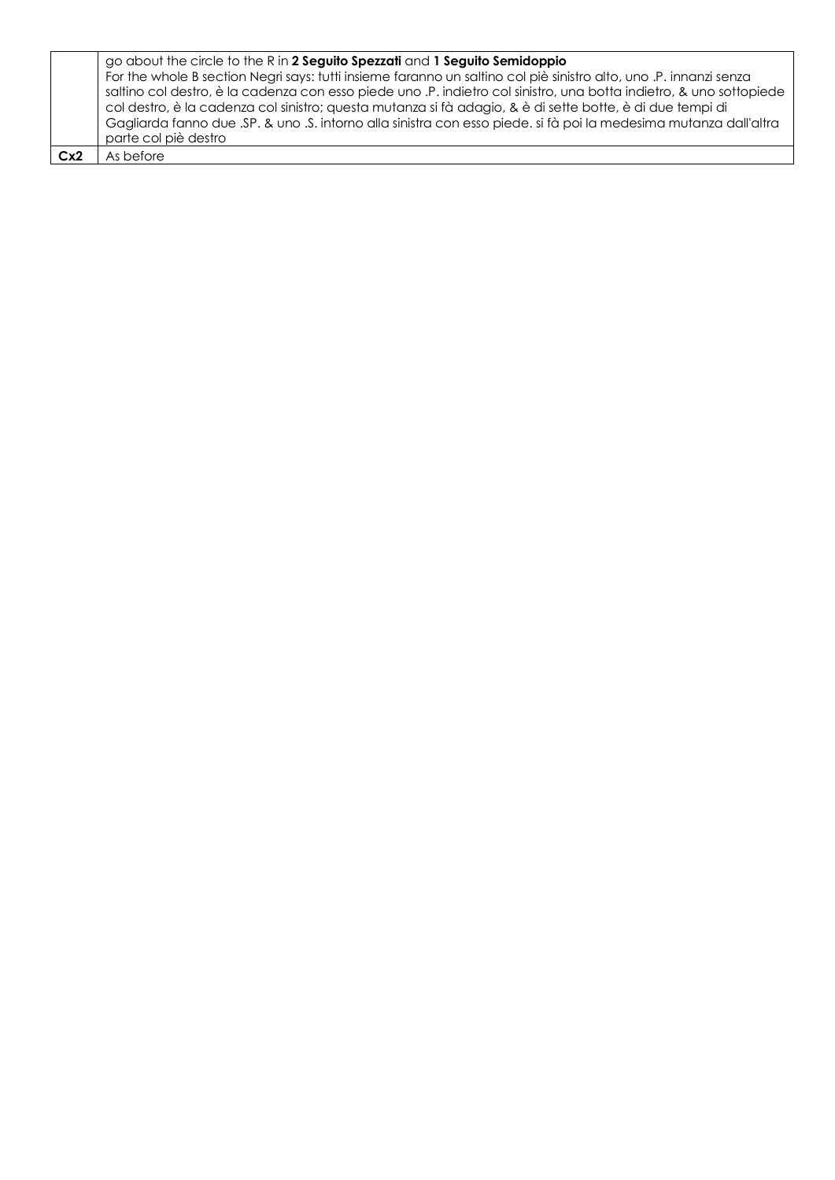| | |
|---|---|
| | go about the circle to the R in **2 Seguito Spezzati** and **1 Seguito Semidoppio**<br>For the whole B section Negri says: tutti insieme faranno un saltino col piè sinistro alto, uno .P. innanzi senza saltino col destro, è la cadenza con esso piede uno .P. indietro col sinistro, una botta indietro, & uno sottopiede col destro, è la cadenza col sinistro; questa mutanza si fà adagio, & è di sette botte, è di due tempi di Gagliarda fanno due .SP. & uno .S. intorno alla sinistra con esso piede. si fà poi la medesima mutanza dall'altra parte col piè destro |
| **Cx2** | As before |